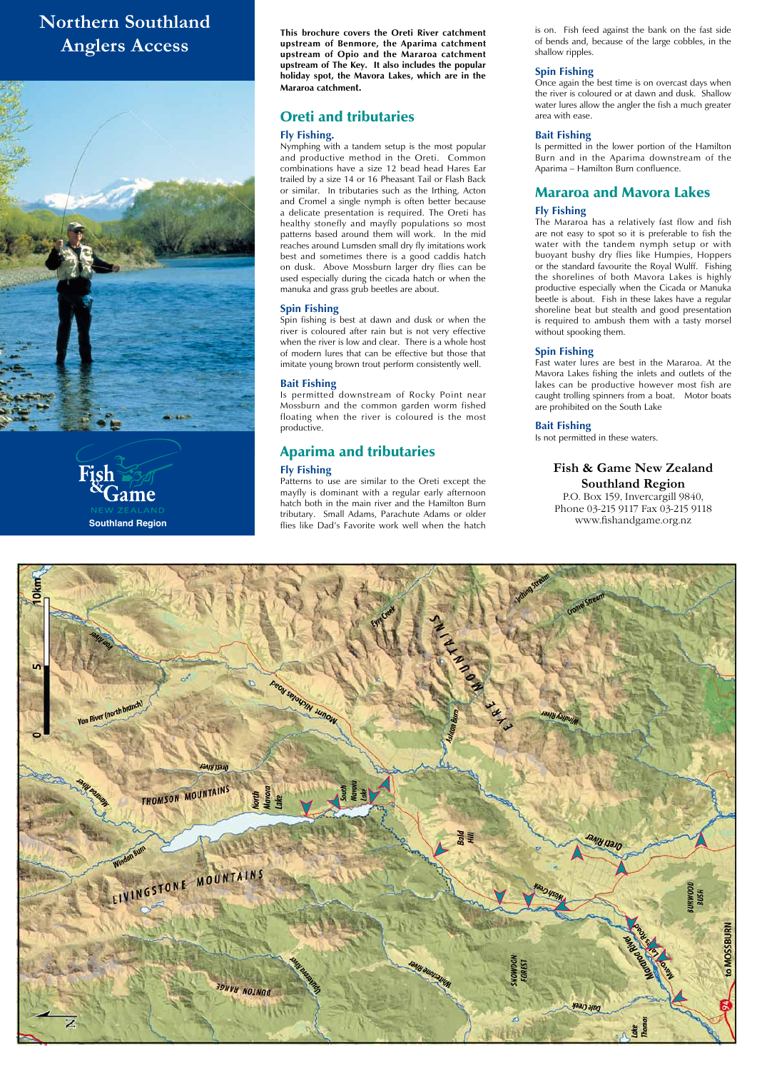# Northern Southland Anglers Access

Fish & Game NEW ZEALAND
Southland Region

**This brochure covers the Oreti River catchment upstream of Benmore, the Aparima catchment upstream of Opio and the Mararoa catchment upstream of The Key. It also includes the popular holiday spot, the Mavora Lakes, which are in the Mararoa catchment.**

## Oreti and tributaries

### Fly Fishing.

Nymphing with a tandem setup is the most popular and productive method in the Oreti. Common combinations have a size 12 bead head Hares Ear trailed by a size 14 or 16 Pheasant Tail or Flash Back or similar. In tributaries such as the Irthing, Acton and Cromel a single nymph is often better because a delicate presentation is required. The Oreti has healthy stonefly and mayfly populations so most patterns based around them will work. In the mid reaches around Lumsden small dry fly imitations work best and sometimes there is a good caddis hatch on dusk. Above Mossburn larger dry flies can be used especially during the cicada hatch or when the manuka and grass grub beetles are about.

### Spin Fishing

Spin fishing is best at dawn and dusk or when the river is coloured after rain but is not very effective when the river is low and clear. There is a whole host of modern lures that can be effective but those that imitate young brown trout perform consistently well.

### Bait Fishing

Is permitted downstream of Rocky Point near Mossburn and the common garden worm fished floating when the river is coloured is the most productive.

## Aparima and tributaries

### Fly Fishing

Patterns to use are similar to the Oreti except the mayfly is dominant with a regular early afternoon hatch both in the main river and the Hamilton Burn tributary. Small Adams, Parachute Adams or older flies like Dad's Favorite work well when the hatch is on. Fish feed against the bank on the fast side of bends and, because of the large cobbles, in the shallow ripples.

### Spin Fishing

Once again the best time is on overcast days when the river is coloured or at dawn and dusk. Shallow water lures allow the angler the fish a much greater area with ease.

### Bait Fishing

Is permitted in the lower portion of the Hamilton Burn and in the Aparima downstream of the Aparima – Hamilton Burn confluence.

## Mararoa and Mavora Lakes

### Fly Fishing

The Mararoa has a relatively fast flow and fish are not easy to spot so it is preferable to fish the water with the tandem nymph setup or with buoyant bushy dry flies like Humpies, Hoppers or the standard favourite the Royal Wulff. Fishing the shorelines of both Mavora Lakes is highly productive especially when the Cicada or Manuka beetle is about. Fish in these lakes have a regular shoreline beat but stealth and good presentation is required to ambush them with a tasty morsel without spooking them.

### Spin Fishing

Fast water lures are best in the Mararoa. At the Mavora Lakes fishing the inlets and outlets of the lakes can be productive however most fish are caught trolling spinners from a boat. Motor boats are prohibited on the South Lake

### Bait Fishing

Is not permitted in these waters.

**Fish & Game New Zealand Southland Region**
P.O. Box 159, Invercargill 9840,
Phone 03-215 9117 Fax 03-215 9118
www.fishandgame.org.nz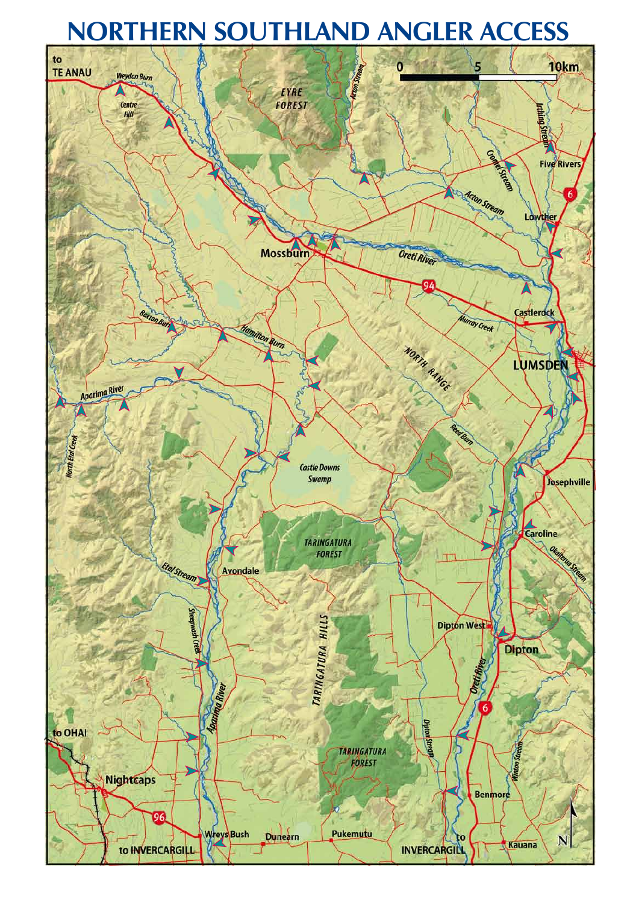# NORTHERN SOUTHLAND ANGLER ACCESS

to TE ANAU
Weydon Burn
Centre Hill
EYRE FOREST
Acton Stream
0
5
10km
Irthing Stream
Five Rivers
Cromel Stream
Acton Stream
6
Lowther
Mossburn
Oreti River
94
Castlerock
Murray Creek
Bayton Burn
Hamilton Burn
LUMSDEN
NORTH RANGE
Aparima River
North Etal Creek
Reed Burn
Castle Downs Swamp
Josephville
Caroline
TARINGATURA FOREST
Okaiterua Stream
Etal Stream
Avondale
Sheepwash Creek
Dipton West
Dipton
TARINGATURA HILLS
Oreti River
Aparima River
6
to OHAI
Dipton Stream
TARINGATURA FOREST
Winton Stream
Nightcaps
Benmore
96
Wreys Bush
Dunearn
Pukemutu
to INVERCARGILL
to INVERCARGILL
Kauana
N